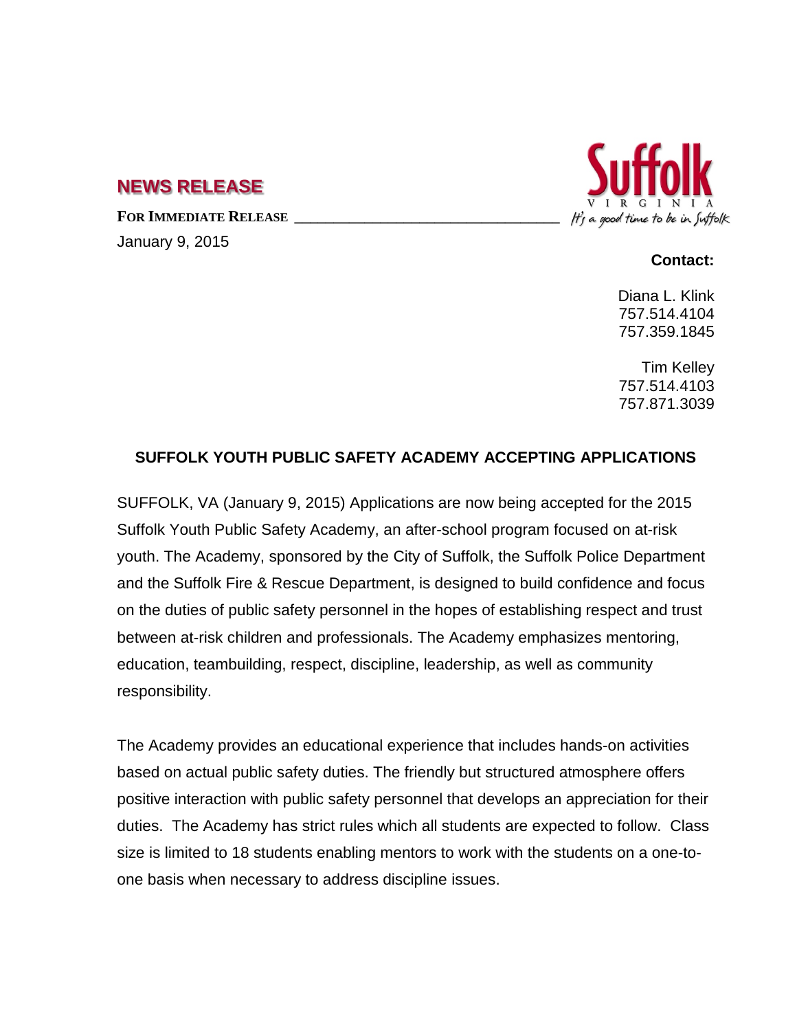## NEWS RELEASE

**FOR IMMEDIATE RELEASE**

January 9, 2015

Suffolk VIRGINIA *It's a good time to be in Suffolk*

**Contact:**

Diana L. Klink
757.514.4104
757.359.1845

Tim Kelley
757.514.4103
757.871.3039

### SUFFOLK YOUTH PUBLIC SAFETY ACADEMY ACCEPTING APPLICATIONS

SUFFOLK, VA (January 9, 2015) Applications are now being accepted for the 2015 Suffolk Youth Public Safety Academy, an after-school program focused on at-risk youth. The Academy, sponsored by the City of Suffolk, the Suffolk Police Department and the Suffolk Fire & Rescue Department, is designed to build confidence and focus on the duties of public safety personnel in the hopes of establishing respect and trust between at-risk children and professionals. The Academy emphasizes mentoring, education, teambuilding, respect, discipline, leadership, as well as community responsibility.

The Academy provides an educational experience that includes hands-on activities based on actual public safety duties. The friendly but structured atmosphere offers positive interaction with public safety personnel that develops an appreciation for their duties. The Academy has strict rules which all students are expected to follow. Class size is limited to 18 students enabling mentors to work with the students on a one-to-one basis when necessary to address discipline issues.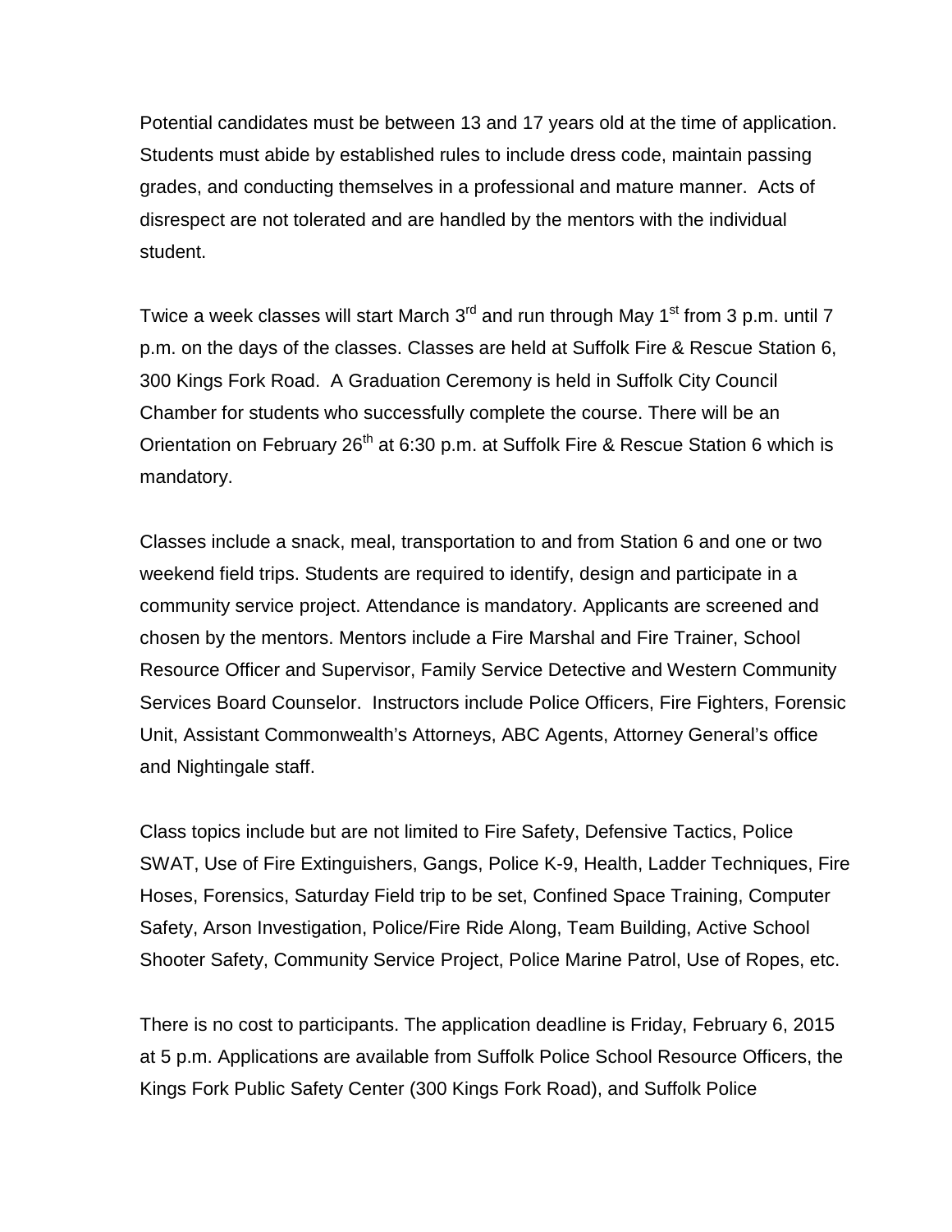Potential candidates must be between 13 and 17 years old at the time of application. Students must abide by established rules to include dress code, maintain passing grades, and conducting themselves in a professional and mature manner. Acts of disrespect are not tolerated and are handled by the mentors with the individual student.

Twice a week classes will start March 3rd and run through May 1st from 3 p.m. until 7 p.m. on the days of the classes. Classes are held at Suffolk Fire & Rescue Station 6, 300 Kings Fork Road. A Graduation Ceremony is held in Suffolk City Council Chamber for students who successfully complete the course. There will be an Orientation on February 26th at 6:30 p.m. at Suffolk Fire & Rescue Station 6 which is mandatory.

Classes include a snack, meal, transportation to and from Station 6 and one or two weekend field trips. Students are required to identify, design and participate in a community service project. Attendance is mandatory. Applicants are screened and chosen by the mentors. Mentors include a Fire Marshal and Fire Trainer, School Resource Officer and Supervisor, Family Service Detective and Western Community Services Board Counselor. Instructors include Police Officers, Fire Fighters, Forensic Unit, Assistant Commonwealth's Attorneys, ABC Agents, Attorney General's office and Nightingale staff.

Class topics include but are not limited to Fire Safety, Defensive Tactics, Police SWAT, Use of Fire Extinguishers, Gangs, Police K-9, Health, Ladder Techniques, Fire Hoses, Forensics, Saturday Field trip to be set, Confined Space Training, Computer Safety, Arson Investigation, Police/Fire Ride Along, Team Building, Active School Shooter Safety, Community Service Project, Police Marine Patrol, Use of Ropes, etc.

There is no cost to participants. The application deadline is Friday, February 6, 2015 at 5 p.m. Applications are available from Suffolk Police School Resource Officers, the Kings Fork Public Safety Center (300 Kings Fork Road), and Suffolk Police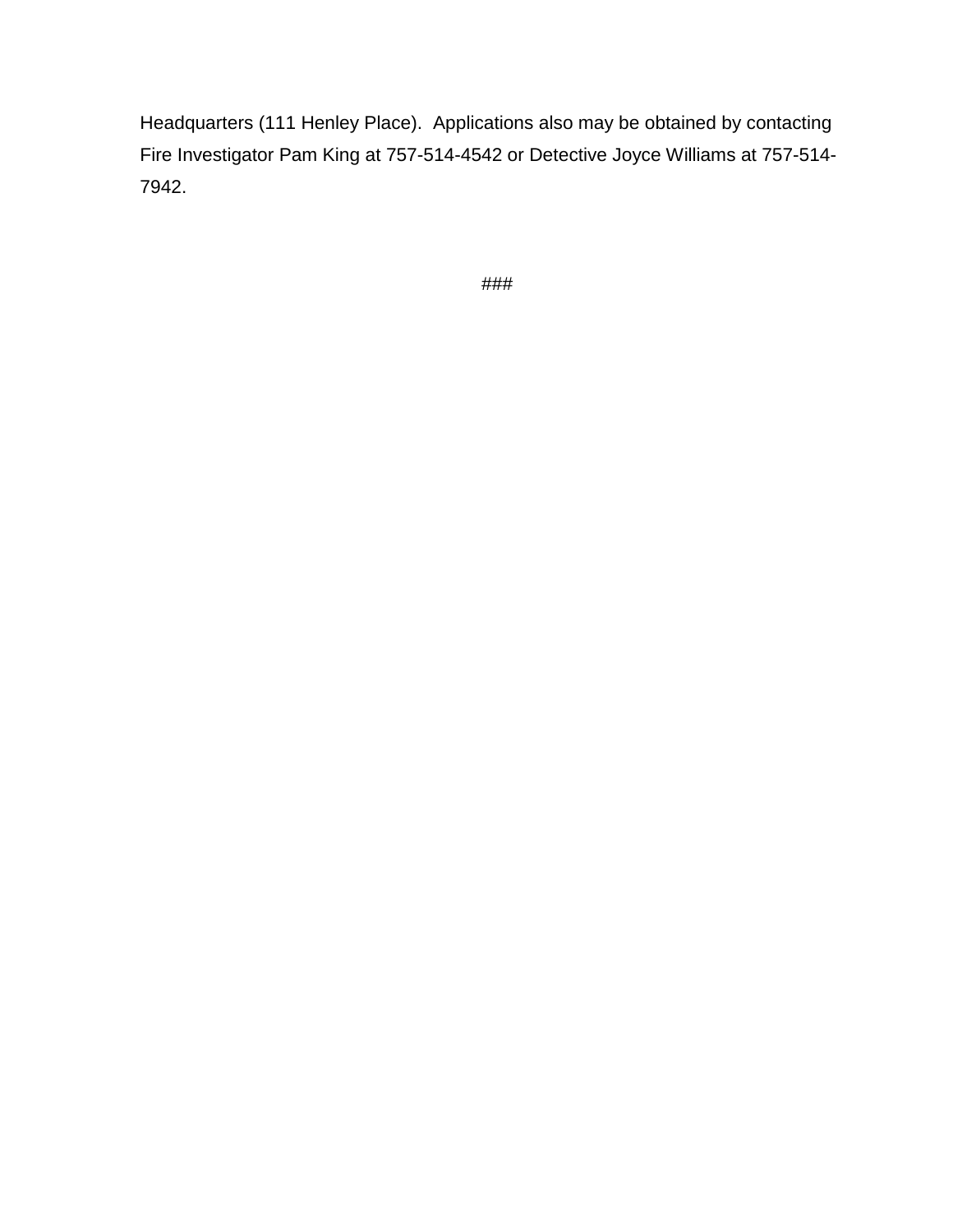Headquarters (111 Henley Place). Applications also may be obtained by contacting Fire Investigator Pam King at 757-514-4542 or Detective Joyce Williams at 757-514-7942.

###